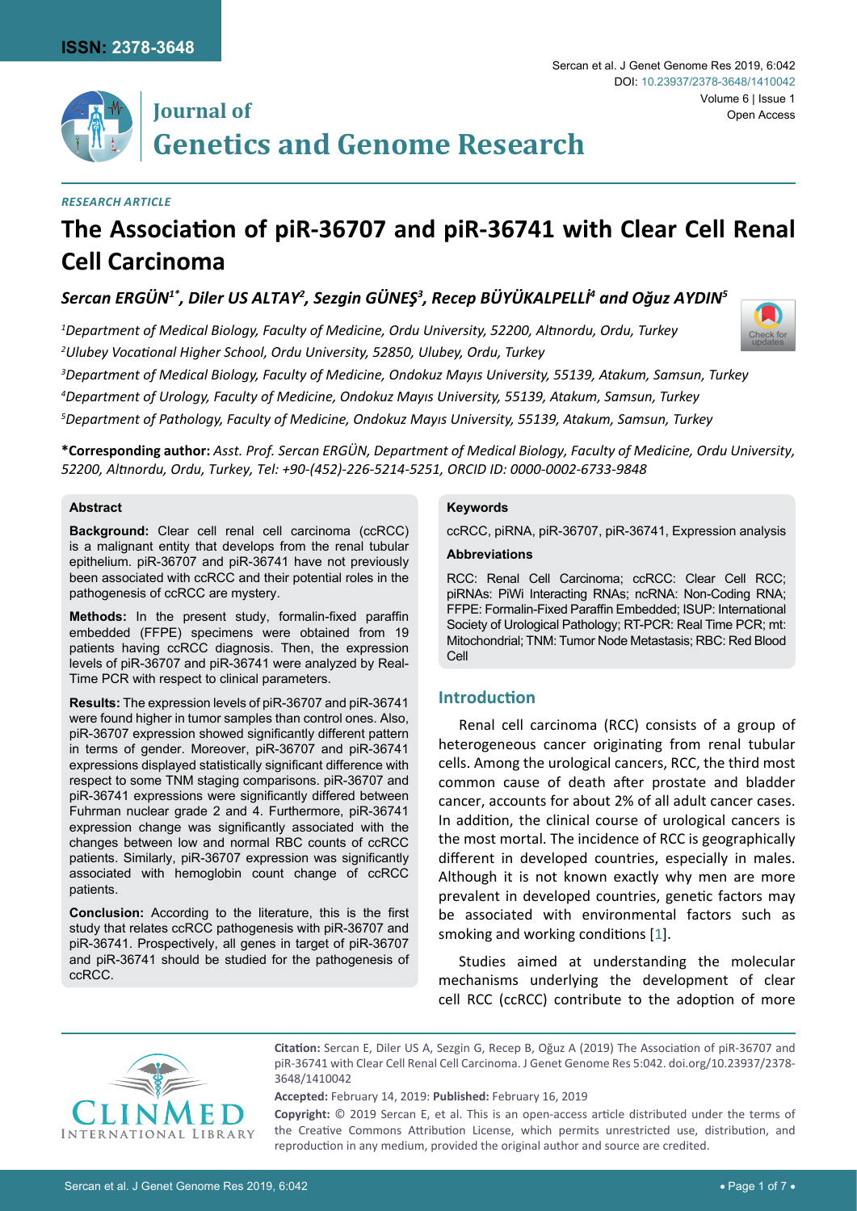RESEARCH ARTICLE

# The Association of piR-36707 and piR-36741 with Clear Cell Renal Cell Carcinoma

*Sercan ERGÜN[1*], Diler US ALTAY[2], Sezgin GÜNEŞ[3], Recep BÜYÜKALPELLİ[4] and Oğuz AYDIN[5]*

[1]*Department of Medical Biology, Faculty of Medicine, Ordu University, 52200, Altınordu, Ordu, Turkey*

[2]*Ulubey Vocational Higher School, Ordu University, 52850, Ulubey, Ordu, Turkey*

[3]*Department of Medical Biology, Faculty of Medicine, Ondokuz Mayıs University, 55139, Atakum, Samsun, Turkey*

[4]*Department of Urology, Faculty of Medicine, Ondokuz Mayıs University, 55139, Atakum, Samsun, Turkey*

[5]*Department of Pathology, Faculty of Medicine, Ondokuz Mayıs University, 55139, Atakum, Samsun, Turkey*

**\*Corresponding author:** *Asst. Prof. Sercan ERGÜN, Department of Medical Biology, Faculty of Medicine, Ordu University, 52200, Altınordu, Ordu, Turkey, Tel: +90-(452)-226-5214-5251, ORCID ID: 0000-0002-6733-9848*

## Abstract

**Background:** Clear cell renal cell carcinoma (ccRCC) is a malignant entity that develops from the renal tubular epithelium. piR-36707 and piR-36741 have not previously been associated with ccRCC and their potential roles in the pathogenesis of ccRCC are mystery.

**Methods:** In the present study, formalin-fixed paraffin embedded (FFPE) specimens were obtained from 19 patients having ccRCC diagnosis. Then, the expression levels of piR-36707 and piR-36741 were analyzed by Real-Time PCR with respect to clinical parameters.

**Results:** The expression levels of piR-36707 and piR-36741 were found higher in tumor samples than control ones. Also, piR-36707 expression showed significantly different pattern in terms of gender. Moreover, piR-36707 and piR-36741 expressions displayed statistically significant difference with respect to some TNM staging comparisons. piR-36707 and piR-36741 expressions were significantly differed between Fuhrman nuclear grade 2 and 4. Furthermore, piR-36741 expression change was significantly associated with the changes between low and normal RBC counts of ccRCC patients. Similarly, piR-36707 expression was significantly associated with hemoglobin count change of ccRCC patients.

**Conclusion:** According to the literature, this is the first study that relates ccRCC pathogenesis with piR-36707 and piR-36741. Prospectively, all genes in target of piR-36707 and piR-36741 should be studied for the pathogenesis of ccRCC.

## Keywords

ccRCC, piRNA, piR-36707, piR-36741, Expression analysis

## Abbreviations

RCC: Renal Cell Carcinoma; ccRCC: Clear Cell RCC; piRNAs: PiWi Interacting RNAs; ncRNA: Non-Coding RNA; FFPE: Formalin-Fixed Paraffin Embedded; ISUP: International Society of Urological Pathology; RT-PCR: Real Time PCR; mt: Mitochondrial; TNM: Tumor Node Metastasis; RBC: Red Blood Cell

## Introduction

Renal cell carcinoma (RCC) consists of a group of heterogeneous cancer originating from renal tubular cells. Among the urological cancers, RCC, the third most common cause of death after prostate and bladder cancer, accounts for about 2% of all adult cancer cases. In addition, the clinical course of urological cancers is the most mortal. The incidence of RCC is geographically different in developed countries, especially in males. Although it is not known exactly why men are more prevalent in developed countries, genetic factors may be associated with environmental factors such as smoking and working conditions [1].

Studies aimed at understanding the molecular mechanisms underlying the development of clear cell RCC (ccRCC) contribute to the adoption of more

**Citation:** Sercan E, Diler US A, Sezgin G, Recep B, Oğuz A (2019) The Association of piR-36707 and piR-36741 with Clear Cell Renal Cell Carcinoma. J Genet Genome Res 5:042. doi.org/10.23937/2378-3648/1410042

**Accepted:** February 14, 2019: **Published:** February 16, 2019

**Copyright:** © 2019 Sercan E, et al. This is an open-access article distributed under the terms of the Creative Commons Attribution License, which permits unrestricted use, distribution, and reproduction in any medium, provided the original author and source are credited.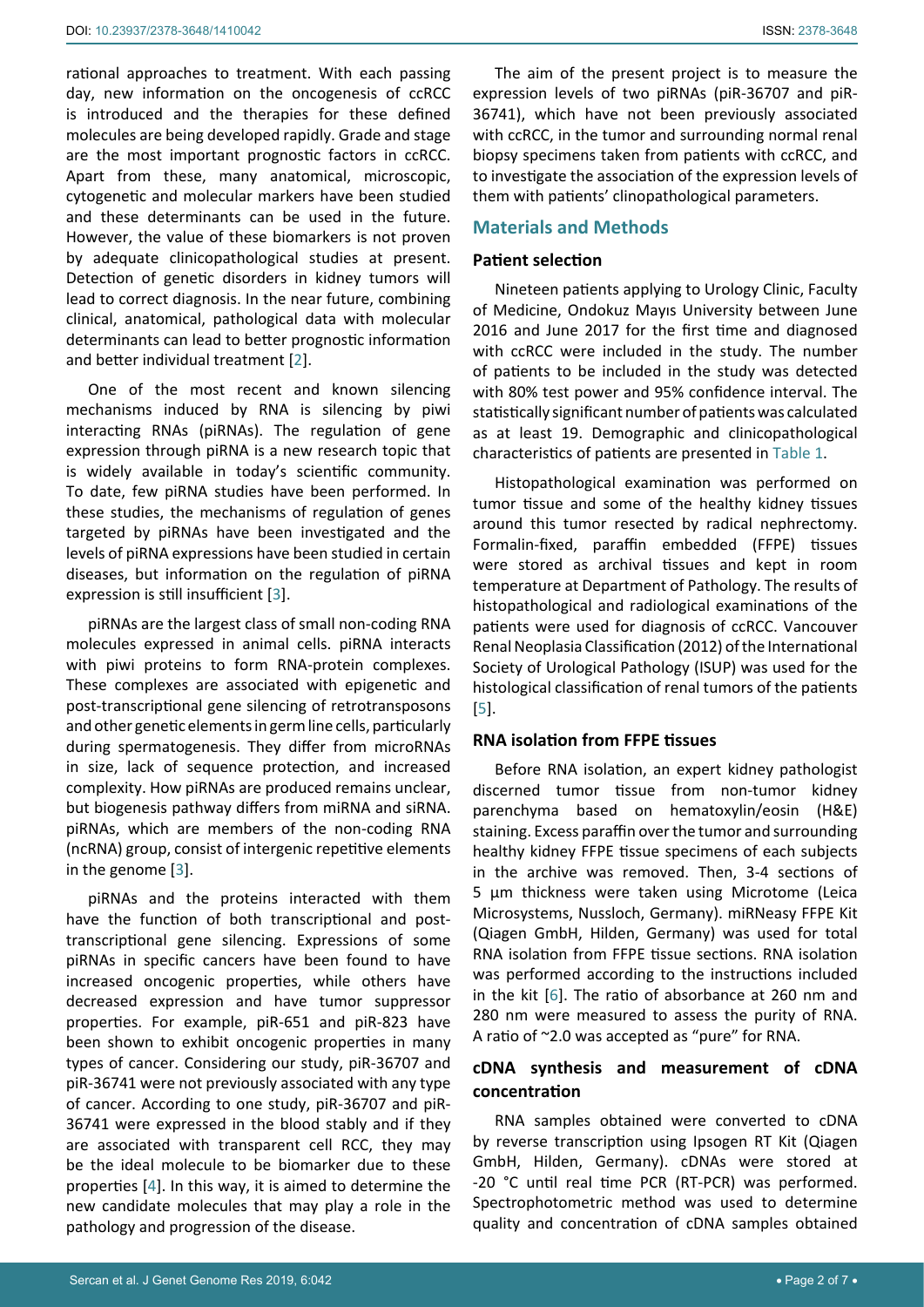rational approaches to treatment. With each passing day, new information on the oncogenesis of ccRCC is introduced and the therapies for these defined molecules are being developed rapidly. Grade and stage are the most important prognostic factors in ccRCC. Apart from these, many anatomical, microscopic, cytogenetic and molecular markers have been studied and these determinants can be used in the future. However, the value of these biomarkers is not proven by adequate clinicopathological studies at present. Detection of genetic disorders in kidney tumors will lead to correct diagnosis. In the near future, combining clinical, anatomical, pathological data with molecular determinants can lead to better prognostic information and better individual treatment [2].

One of the most recent and known silencing mechanisms induced by RNA is silencing by piwi interacting RNAs (piRNAs). The regulation of gene expression through piRNA is a new research topic that is widely available in today's scientific community. To date, few piRNA studies have been performed. In these studies, the mechanisms of regulation of genes targeted by piRNAs have been investigated and the levels of piRNA expressions have been studied in certain diseases, but information on the regulation of piRNA expression is still insufficient [3].

piRNAs are the largest class of small non-coding RNA molecules expressed in animal cells. piRNA interacts with piwi proteins to form RNA-protein complexes. These complexes are associated with epigenetic and post-transcriptional gene silencing of retrotransposons and other genetic elements in germ line cells, particularly during spermatogenesis. They differ from microRNAs in size, lack of sequence protection, and increased complexity. How piRNAs are produced remains unclear, but biogenesis pathway differs from miRNA and siRNA. piRNAs, which are members of the non-coding RNA (ncRNA) group, consist of intergenic repetitive elements in the genome [3].

piRNAs and the proteins interacted with them have the function of both transcriptional and post-transcriptional gene silencing. Expressions of some piRNAs in specific cancers have been found to have increased oncogenic properties, while others have decreased expression and have tumor suppressor properties. For example, piR-651 and piR-823 have been shown to exhibit oncogenic properties in many types of cancer. Considering our study, piR-36707 and piR-36741 were not previously associated with any type of cancer. According to one study, piR-36707 and piR-36741 were expressed in the blood stably and if they are associated with transparent cell RCC, they may be the ideal molecule to be biomarker due to these properties [4]. In this way, it is aimed to determine the new candidate molecules that may play a role in the pathology and progression of the disease.

The aim of the present project is to measure the expression levels of two piRNAs (piR-36707 and piR-36741), which have not been previously associated with ccRCC, in the tumor and surrounding normal renal biopsy specimens taken from patients with ccRCC, and to investigate the association of the expression levels of them with patients' clinopathological parameters.

## Materials and Methods

### Patient selection

Nineteen patients applying to Urology Clinic, Faculty of Medicine, Ondokuz Mayıs University between June 2016 and June 2017 for the first time and diagnosed with ccRCC were included in the study. The number of patients to be included in the study was detected with 80% test power and 95% confidence interval. The statistically significant number of patients was calculated as at least 19. Demographic and clinicopathological characteristics of patients are presented in Table 1.

Histopathological examination was performed on tumor tissue and some of the healthy kidney tissues around this tumor resected by radical nephrectomy. Formalin-fixed, paraffin embedded (FFPE) tissues were stored as archival tissues and kept in room temperature at Department of Pathology. The results of histopathological and radiological examinations of the patients were used for diagnosis of ccRCC. Vancouver Renal Neoplasia Classification (2012) of the International Society of Urological Pathology (ISUP) was used for the histological classification of renal tumors of the patients [5].

### RNA isolation from FFPE tissues

Before RNA isolation, an expert kidney pathologist discerned tumor tissue from non-tumor kidney parenchyma based on hematoxylin/eosin (H&E) staining. Excess paraffin over the tumor and surrounding healthy kidney FFPE tissue specimens of each subjects in the archive was removed. Then, 3-4 sections of 5 µm thickness were taken using Microtome (Leica Microsystems, Nussloch, Germany). miRNeasy FFPE Kit (Qiagen GmbH, Hilden, Germany) was used for total RNA isolation from FFPE tissue sections. RNA isolation was performed according to the instructions included in the kit [6]. The ratio of absorbance at 260 nm and 280 nm were measured to assess the purity of RNA. A ratio of ~2.0 was accepted as "pure" for RNA.

### cDNA synthesis and measurement of cDNA concentration

RNA samples obtained were converted to cDNA by reverse transcription using Ipsogen RT Kit (Qiagen GmbH, Hilden, Germany). cDNAs were stored at -20 °C until real time PCR (RT-PCR) was performed. Spectrophotometric method was used to determine quality and concentration of cDNA samples obtained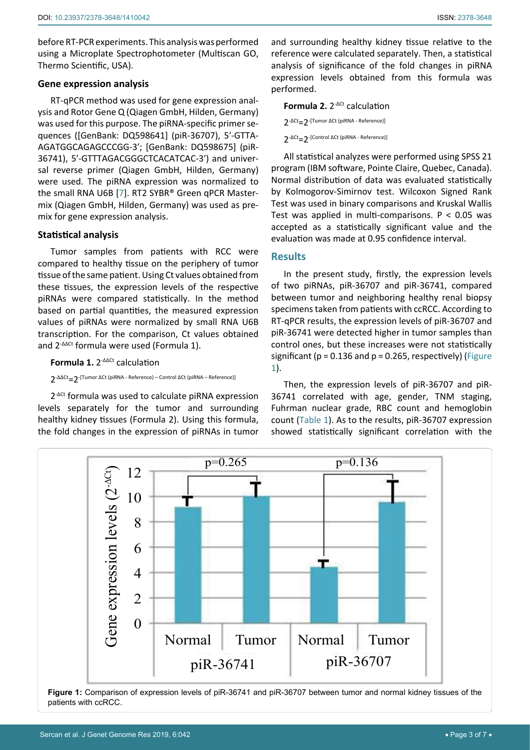before RT-PCR experiments. This analysis was performed using a Microplate Spectrophotometer (Multiscan GO, Thermo Scientific, USA).

### Gene expression analysis

RT-qPCR method was used for gene expression analysis and Rotor Gene Q (Qiagen GmbH, Hilden, Germany) was used for this purpose. The piRNA-specific primer sequences ([GenBank: DQ598641] (piR-36707), 5'-GTTAAGATGGCAGAGCCCGG-3'; [GenBank: DQ598675] (piR-36741), 5'-GTTTAGACGGGCTCACATCAC-3') and universal reverse primer (Qiagen GmbH, Hilden, Germany) were used. The piRNA expression was normalized to the small RNA U6B [7]. RT2 SYBR® Green qPCR Mastermix (Qiagen GmbH, Hilden, Germany) was used as premix for gene expression analysis.

### Statistical analysis

Tumor samples from patients with RCC were compared to healthy tissue on the periphery of tumor tissue of the same patient. Using Ct values obtained from these tissues, the expression levels of the respective piRNAs were compared statistically. In the method based on partial quantities, the measured expression values of piRNAs were normalized by small RNA U6B transcription. For the comparison, Ct values obtained and $2^{-\Delta\Delta Ct}$ formula were used (Formula 1).

**Formula 1.** $2^{-\Delta\Delta Ct}$ calculation

$$2^{-\Delta\Delta Ct} = 2^{-[\text{Tumor } \Delta Ct \text{ (piRNA - Reference)} - \text{Control } \Delta Ct \text{ (piRNA - Reference)}]}$$

$2^{-\Delta Ct}$ formula was used to calculate piRNA expression levels separately for the tumor and surrounding healthy kidney tissues (Formula 2). Using this formula, the fold changes in the expression of piRNAs in tumor and surrounding healthy kidney tissue relative to the reference were calculated separately. Then, a statistical analysis of significance of the fold changes in piRNA expression levels obtained from this formula was performed.

**Formula 2.** $2^{-\Delta Ct}$ calculation

$$2^{-\Delta Ct} = 2^{-[\text{Tumor } \Delta Ct \text{ (piRNA - Reference)}]}$$

$$2^{-\Delta Ct} = 2^{-[\text{Control } \Delta Ct \text{ (piRNA - Reference)}]}$$

All statistical analyzes were performed using SPSS 21 program (IBM software, Pointe Claire, Quebec, Canada). Normal distribution of data was evaluated statistically by Kolmogorov-Simirnov test. Wilcoxon Signed Rank Test was used in binary comparisons and Kruskal Wallis Test was applied in multi-comparisons. $P < 0.05$ was accepted as a statistically significant value and the evaluation was made at 0.95 confidence interval.

## Results

In the present study, firstly, the expression levels of two piRNAs, piR-36707 and piR-36741, compared between tumor and neighboring healthy renal biopsy specimens taken from patients with ccRCC. According to RT-qPCR results, the expression levels of piR-36707 and piR-36741 were detected higher in tumor samples than control ones, but these increases were not statistically significant ($p = 0.136$ and $p = 0.265$, respectively) (Figure 1).

Then, the expression levels of piR-36707 and piR-36741 correlated with age, gender, TNM staging, Fuhrman nuclear grade, RBC count and hemoglobin count (Table 1). As to the results, piR-36707 expression showed statistically significant correlation with the

Figure 1: Comparison of expression levels of piR-36741 and piR-36707 between tumor and normal kidney tissues of the patients with ccRCC.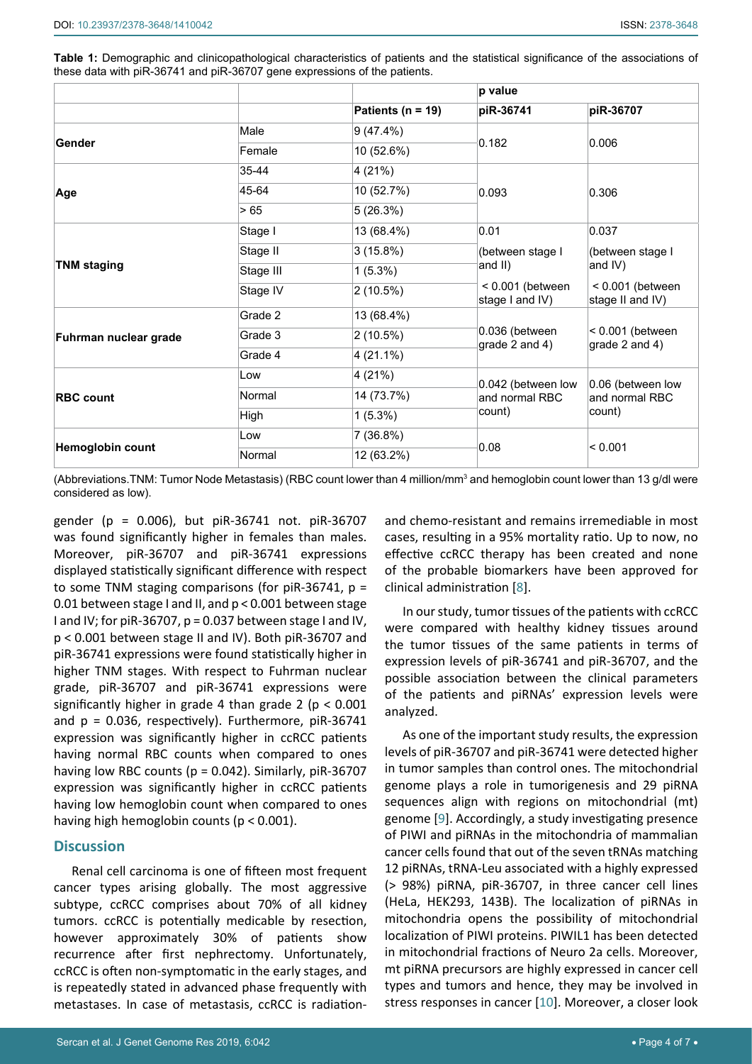**Table 1:** Demographic and clinicopathological characteristics of patients and the statistical significance of the associations of these data with piR-36741 and piR-36707 gene expressions of the patients.

| | | | p value | |
|---|---|---|---|---|
| | | Patients (n = 19) | piR-36741 | piR-36707 |
| Gender | Male | 9 (47.4%) | 0.182 | 0.006 |
| | Female | 10 (52.6%) | | |
| Age | 35-44 | 4 (21%) | 0.093 | 0.306 |
| | 45-64 | 10 (52.7%) | | |
| | > 65 | 5 (26.3%) | | |
| TNM staging | Stage I | 13 (68.4%) | 0.01 (between stage I and II) | 0.037 (between stage I and IV) |
| | Stage II | 3 (15.8%) | | |
| | Stage III | 1 (5.3%) | < 0.001 (between stage I and IV) | < 0.001 (between stage II and IV) |
| | Stage IV | 2 (10.5%) | | |
| Fuhrman nuclear grade | Grade 2 | 13 (68.4%) | 0.036 (between grade 2 and 4) | < 0.001 (between grade 2 and 4) |
| | Grade 3 | 2 (10.5%) | | |
| | Grade 4 | 4 (21.1%) | | |
| RBC count | Low | 4 (21%) | 0.042 (between low and normal RBC count) | 0.06 (between low and normal RBC count) |
| | Normal | 14 (73.7%) | | |
| | High | 1 (5.3%) | | |
| Hemoglobin count | Low | 7 (36.8%) | 0.08 | < 0.001 |
| | Normal | 12 (63.2%) | | |

(Abbreviations.TNM: Tumor Node Metastasis) (RBC count lower than 4 million/mm$^3$ and hemoglobin count lower than 13 g/dl were considered as low).

gender ($p = 0.006$), but piR-36741 not. piR-36707 was found significantly higher in females than males. Moreover, piR-36707 and piR-36741 expressions displayed statistically significant difference with respect to some TNM staging comparisons (for piR-36741, $p = 0.01$ between stage I and II, and $p < 0.001$ between stage I and IV; for piR-36707, $p = 0.037$ between stage I and IV, $p < 0.001$ between stage II and IV). Both piR-36707 and piR-36741 expressions were found statistically higher in higher TNM stages. With respect to Fuhrman nuclear grade, piR-36707 and piR-36741 expressions were significantly higher in grade 4 than grade 2 ($p < 0.001$ and $p = 0.036$, respectively). Furthermore, piR-36741 expression was significantly higher in ccRCC patients having normal RBC counts when compared to ones having low RBC counts ($p = 0.042$). Similarly, piR-36707 expression was significantly higher in ccRCC patients having low hemoglobin count when compared to ones having high hemoglobin counts ($p < 0.001$).

## Discussion

Renal cell carcinoma is one of fifteen most frequent cancer types arising globally. The most aggressive subtype, ccRCC comprises about 70% of all kidney tumors. ccRCC is potentially medicable by resection, however approximately 30% of patients show recurrence after first nephrectomy. Unfortunately, ccRCC is often non-symptomatic in the early stages, and is repeatedly stated in advanced phase frequently with metastases. In case of metastasis, ccRCC is radiation- and chemo-resistant and remains irremediable in most cases, resulting in a 95% mortality ratio. Up to now, no effective ccRCC therapy has been created and none of the probable biomarkers have been approved for clinical administration [8].

In our study, tumor tissues of the patients with ccRCC were compared with healthy kidney tissues around the tumor tissues of the same patients in terms of expression levels of piR-36741 and piR-36707, and the possible association between the clinical parameters of the patients and piRNAs' expression levels were analyzed.

As one of the important study results, the expression levels of piR-36707 and piR-36741 were detected higher in tumor samples than control ones. The mitochondrial genome plays a role in tumorigenesis and 29 piRNA sequences align with regions on mitochondrial (mt) genome [9]. Accordingly, a study investigating presence of PIWI and piRNAs in the mitochondria of mammalian cancer cells found that out of the seven tRNAs matching 12 piRNAs, tRNA-Leu associated with a highly expressed (> 98%) piRNA, piR-36707, in three cancer cell lines (HeLa, HEK293, 143B). The localization of piRNAs in mitochondria opens the possibility of mitochondrial localization of PIWI proteins. PIWIL1 has been detected in mitochondrial fractions of Neuro 2a cells. Moreover, mt piRNA precursors are highly expressed in cancer cell types and tumors and hence, they may be involved in stress responses in cancer [10]. Moreover, a closer look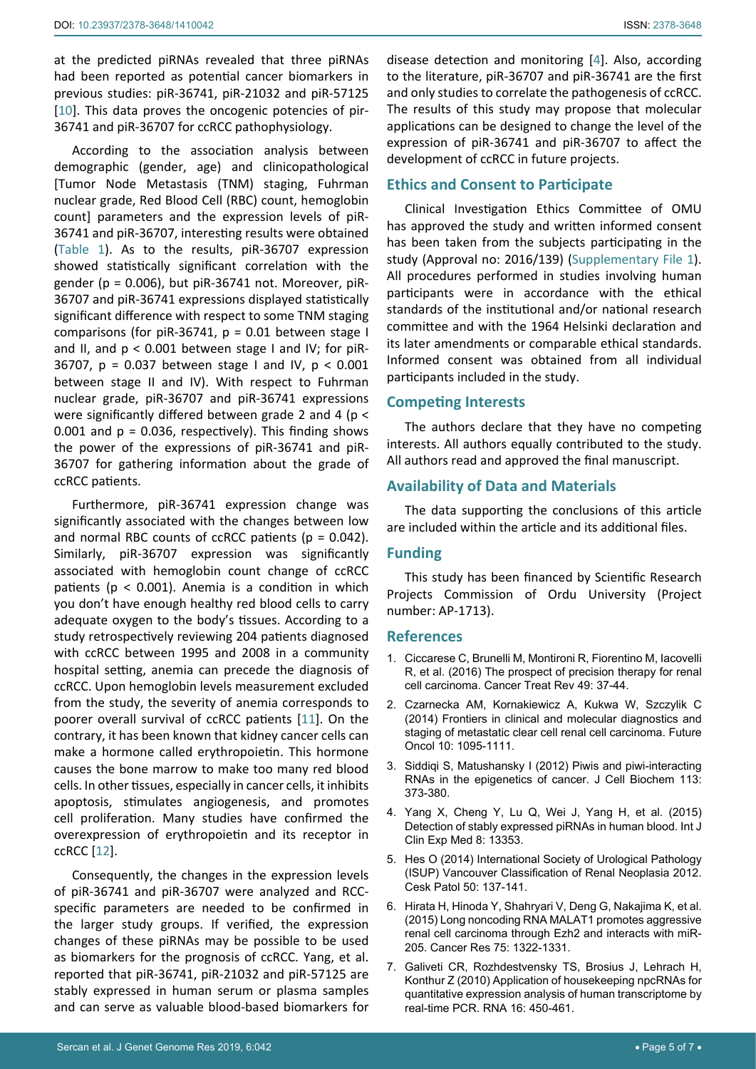at the predicted piRNAs revealed that three piRNAs had been reported as potential cancer biomarkers in previous studies: piR-36741, piR-21032 and piR-57125 [10]. This data proves the oncogenic potencies of pir-36741 and piR-36707 for ccRCC pathophysiology.

According to the association analysis between demographic (gender, age) and clinicopathological [Tumor Node Metastasis (TNM) staging, Fuhrman nuclear grade, Red Blood Cell (RBC) count, hemoglobin count] parameters and the expression levels of piR-36741 and piR-36707, interesting results were obtained (Table 1). As to the results, piR-36707 expression showed statistically significant correlation with the gender ($p = 0.006$), but piR-36741 not. Moreover, piR-36707 and piR-36741 expressions displayed statistically significant difference with respect to some TNM staging comparisons (for piR-36741, $p = 0.01$ between stage I and II, and $p < 0.001$ between stage I and IV; for piR-36707, $p = 0.037$ between stage I and IV, $p < 0.001$ between stage II and IV). With respect to Fuhrman nuclear grade, piR-36707 and piR-36741 expressions were significantly differed between grade 2 and 4 ($p < 0.001$ and $p = 0.036$, respectively). This finding shows the power of the expressions of piR-36741 and piR-36707 for gathering information about the grade of ccRCC patients.

Furthermore, piR-36741 expression change was significantly associated with the changes between low and normal RBC counts of ccRCC patients ($p = 0.042$). Similarly, piR-36707 expression was significantly associated with hemoglobin count change of ccRCC patients ($p < 0.001$). Anemia is a condition in which you don't have enough healthy red blood cells to carry adequate oxygen to the body's tissues. According to a study retrospectively reviewing 204 patients diagnosed with ccRCC between 1995 and 2008 in a community hospital setting, anemia can precede the diagnosis of ccRCC. Upon hemoglobin levels measurement excluded from the study, the severity of anemia corresponds to poorer overall survival of ccRCC patients [11]. On the contrary, it has been known that kidney cancer cells can make a hormone called erythropoietin. This hormone causes the bone marrow to make too many red blood cells. In other tissues, especially in cancer cells, it inhibits apoptosis, stimulates angiogenesis, and promotes cell proliferation. Many studies have confirmed the overexpression of erythropoietin and its receptor in ccRCC [12].

Consequently, the changes in the expression levels of piR-36741 and piR-36707 were analyzed and RCC-specific parameters are needed to be confirmed in the larger study groups. If verified, the expression changes of these piRNAs may be possible to be used as biomarkers for the prognosis of ccRCC. Yang, et al. reported that piR-36741, piR-21032 and piR-57125 are stably expressed in human serum or plasma samples and can serve as valuable blood-based biomarkers for disease detection and monitoring [4]. Also, according to the literature, piR-36707 and piR-36741 are the first and only studies to correlate the pathogenesis of ccRCC. The results of this study may propose that molecular applications can be designed to change the level of the expression of piR-36741 and piR-36707 to affect the development of ccRCC in future projects.

## Ethics and Consent to Participate

Clinical Investigation Ethics Committee of OMU has approved the study and written informed consent has been taken from the subjects participating in the study (Approval no: 2016/139) (Supplementary File 1). All procedures performed in studies involving human participants were in accordance with the ethical standards of the institutional and/or national research committee and with the 1964 Helsinki declaration and its later amendments or comparable ethical standards. Informed consent was obtained from all individual participants included in the study.

## Competing Interests

The authors declare that they have no competing interests. All authors equally contributed to the study. All authors read and approved the final manuscript.

## Availability of Data and Materials

The data supporting the conclusions of this article are included within the article and its additional files.

## Funding

This study has been financed by Scientific Research Projects Commission of Ordu University (Project number: AP-1713).

## References

1. Ciccarese C, Brunelli M, Montironi R, Fiorentino M, Iacovelli R, et al. (2016) The prospect of precision therapy for renal cell carcinoma. Cancer Treat Rev 49: 37-44.
2. Czarnecka AM, Kornakiewicz A, Kukwa W, Szczylik C (2014) Frontiers in clinical and molecular diagnostics and staging of metastatic clear cell renal cell carcinoma. Future Oncol 10: 1095-1111.
3. Siddiqi S, Matushansky I (2012) Piwis and piwi-interacting RNAs in the epigenetics of cancer. J Cell Biochem 113: 373-380.
4. Yang X, Cheng Y, Lu Q, Wei J, Yang H, et al. (2015) Detection of stably expressed piRNAs in human blood. Int J Clin Exp Med 8: 13353.
5. Hes O (2014) International Society of Urological Pathology (ISUP) Vancouver Classification of Renal Neoplasia 2012. Cesk Patol 50: 137-141.
6. Hirata H, Hinoda Y, Shahryari V, Deng G, Nakajima K, et al. (2015) Long noncoding RNA MALAT1 promotes aggressive renal cell carcinoma through Ezh2 and interacts with miR-205. Cancer Res 75: 1322-1331.
7. Galiveti CR, Rozhdestvensky TS, Brosius J, Lehrach H, Konthur Z (2010) Application of housekeeping npcRNAs for quantitative expression analysis of human transcriptome by real-time PCR. RNA 16: 450-461.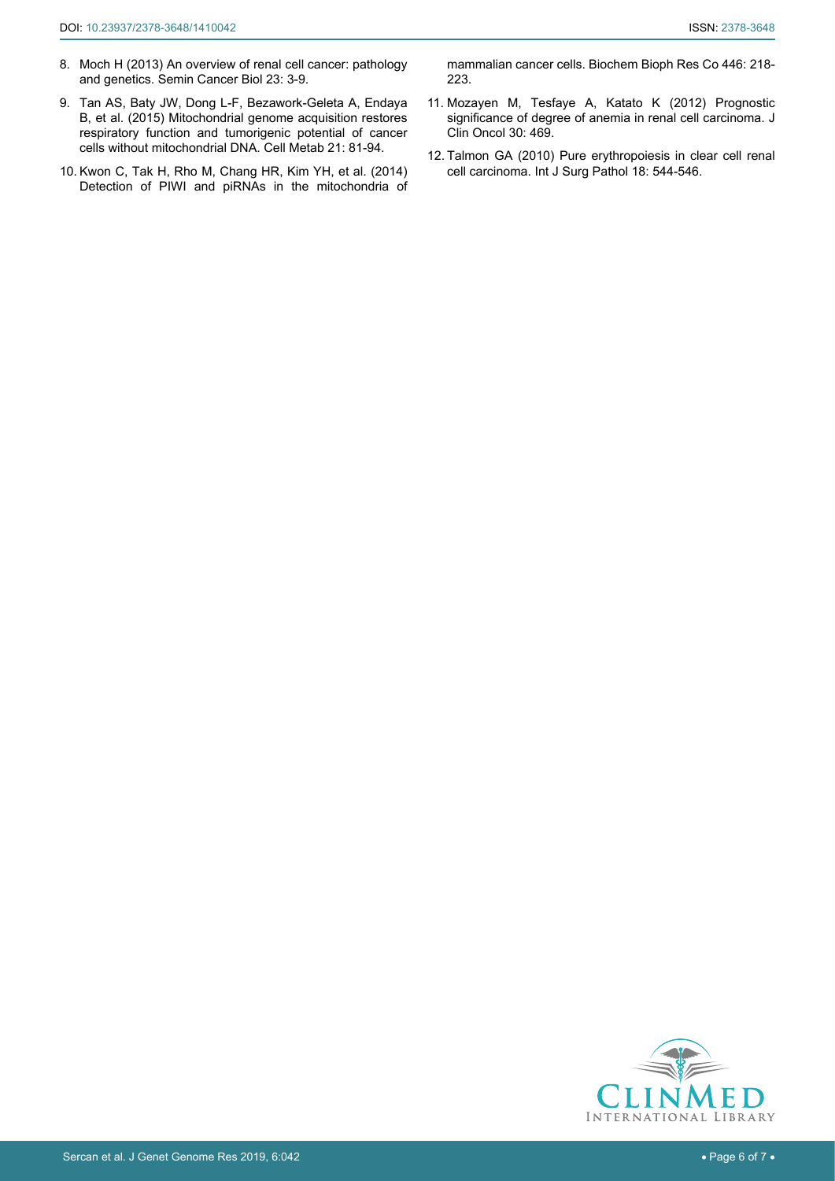8. Moch H (2013) An overview of renal cell cancer: pathology and genetics. Semin Cancer Biol 23: 3-9.
9. Tan AS, Baty JW, Dong L-F, Bezawork-Geleta A, Endaya B, et al. (2015) Mitochondrial genome acquisition restores respiratory function and tumorigenic potential of cancer cells without mitochondrial DNA. Cell Metab 21: 81-94.
10. Kwon C, Tak H, Rho M, Chang HR, Kim YH, et al. (2014) Detection of PIWI and piRNAs in the mitochondria of mammalian cancer cells. Biochem Bioph Res Co 446: 218-223.
11. Mozayen M, Tesfaye A, Katato K (2012) Prognostic significance of degree of anemia in renal cell carcinoma. J Clin Oncol 30: 469.
12. Talmon GA (2010) Pure erythropoiesis in clear cell renal cell carcinoma. Int J Surg Pathol 18: 544-546.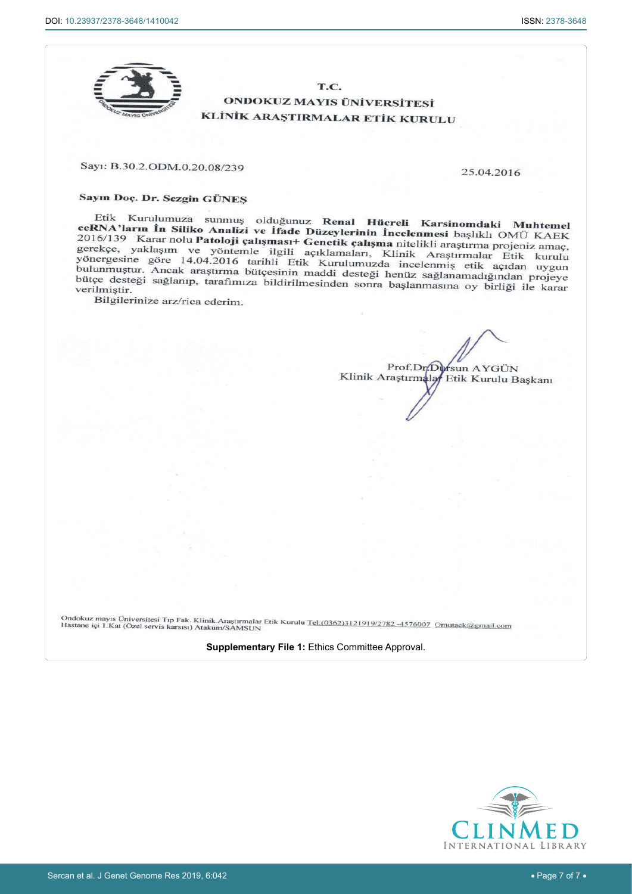T.C.

ONDOKUZ MAYIS ÜNİVERSİTESİ

KLİNİK ARAŞTIRMALAR ETİK KURULU

Sayı: B.30.2.ODM.0.20.08/239

25.04.2016

**Sayın Doç. Dr. Sezgin GÜNEŞ**

Etik Kurulumuza sunmuş olduğunuz **Renal Hücreli Karsinomdaki Muhtemel ceRNA'ların İn Siliko Analizi ve İfade Düzeylerinin İncelenmesi** başlıklı OMÜ KAEK 2016/139 Karar nolu **Patoloji çalışması+ Genetik çalışma** nitelikli araştırma projeniz amaç, gerekçe, yaklaşım ve yöntemle ilgili açıklamaları, Klinik Araştırmalar Etik kurulu yönergesine göre 14.04.2016 tarihli Etik Kurulumuzda incelenmiş etik açıdan uygun bulunmuştur. Ancak araştırma bütçesinin maddi desteği henüz sağlanamadığından projeye bütçe desteği sağlanıp, tarafımıza bildirilmesinden sonra başlanmasına oy birliği ile karar verilmiştir.

Bilgilerinize arz/rica ederim.

Prof.Dr.Dursun AYGÜN
Klinik Araştırmalar Etik Kurulu Başkanı

Ondokuz mayıs Üniversitesi Tıp Fak. Klinik Araştırmalar Etik Kurulu Tel:(0362)3121919/2782 -4576007 Omutaek@gmail.com
Hastane içi 1.Kat (Özel servis karsısı) Atakum/SAMSUN

**Supplementary File 1:** Ethics Committee Approval.